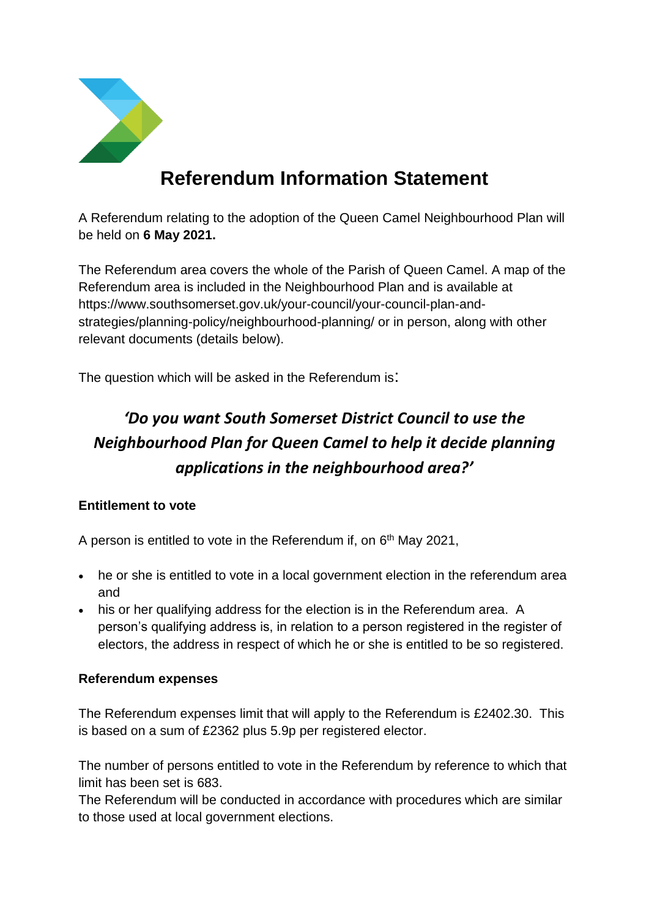# Referendum Information Statement

A Referendum relating to the adoption of the Queen Camel Neighbourhood Plan will be held on **6 May 2021.**

The Referendum area covers the whole of the Parish of Queen Camel. A map of the Referendum area is included in the Neighbourhood Plan and is available at https://www.southsomerset.gov.uk/your-council/your-council-plan-and-strategies/planning-policy/neighbourhood-planning/ or in person, along with other relevant documents (details below).

The question which will be asked in the Referendum is:

***'Do you want South Somerset District Council to use the Neighbourhood Plan for Queen Camel to help it decide planning applications in the neighbourhood area?'***

### Entitlement to vote

A person is entitled to vote in the Referendum if, on 6th May 2021,

- he or she is entitled to vote in a local government election in the referendum area and
- his or her qualifying address for the election is in the Referendum area. A person's qualifying address is, in relation to a person registered in the register of electors, the address in respect of which he or she is entitled to be so registered.

### Referendum expenses

The Referendum expenses limit that will apply to the Referendum is £2402.30. This is based on a sum of £2362 plus 5.9p per registered elector.

The number of persons entitled to vote in the Referendum by reference to which that limit has been set is 683.

The Referendum will be conducted in accordance with procedures which are similar to those used at local government elections.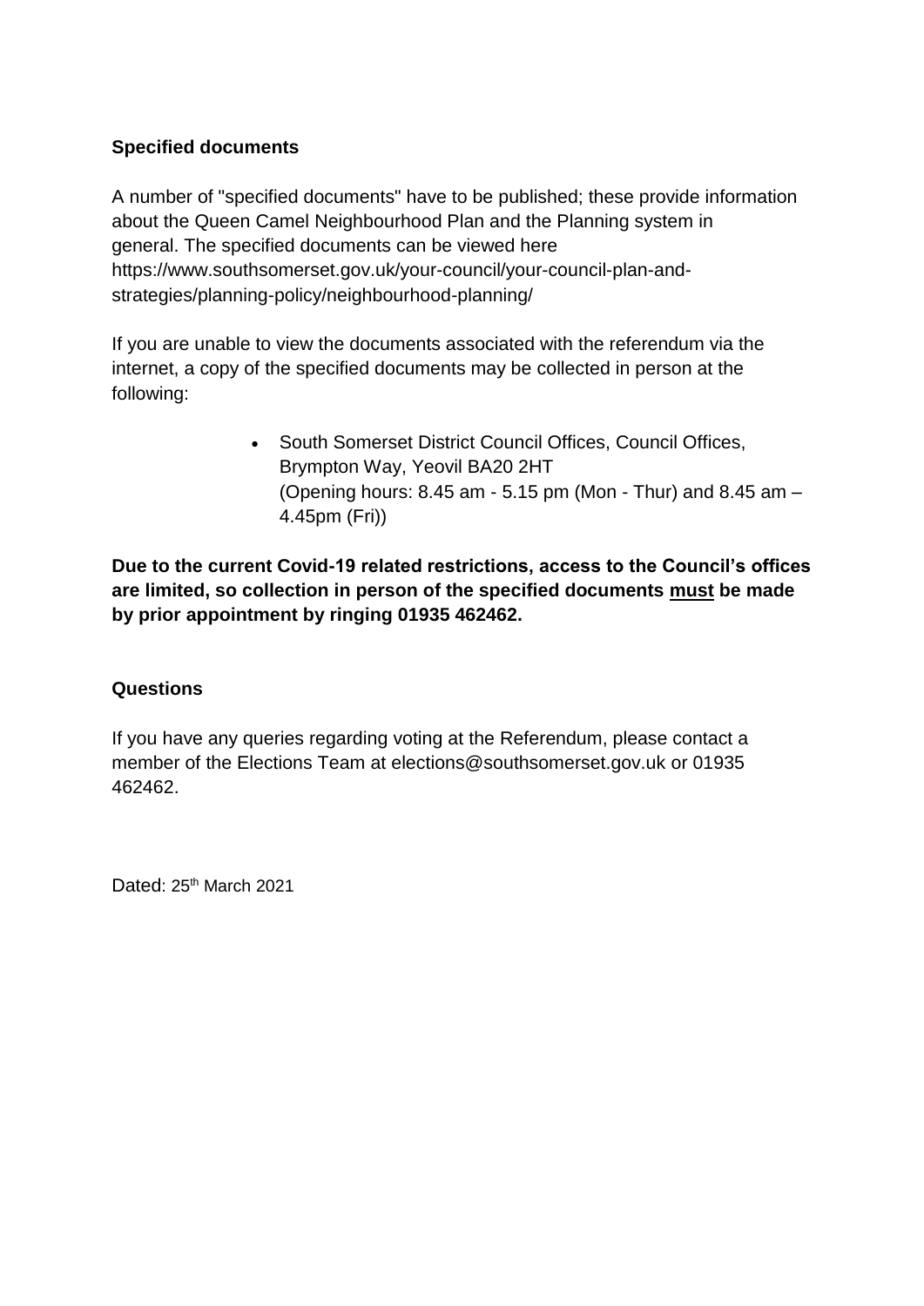**Specified documents**

A number of "specified documents" have to be published; these provide information about the Queen Camel Neighbourhood Plan and the Planning system in general. The specified documents can be viewed here https://www.southsomerset.gov.uk/your-council/your-council-plan-and-strategies/planning-policy/neighbourhood-planning/

If you are unable to view the documents associated with the referendum via the internet, a copy of the specified documents may be collected in person at the following:

- South Somerset District Council Offices, Council Offices, Brympton Way, Yeovil BA20 2HT
  (Opening hours: 8.45 am - 5.15 pm (Mon - Thur) and 8.45 am – 4.45pm (Fri))

**Due to the current Covid-19 related restrictions, access to the Council's offices are limited, so collection in person of the specified documents <u>must</u> be made by prior appointment by ringing 01935 462462.**

**Questions**

If you have any queries regarding voting at the Referendum, please contact a member of the Elections Team at elections@southsomerset.gov.uk or 01935 462462.

Dated: 25th March 2021